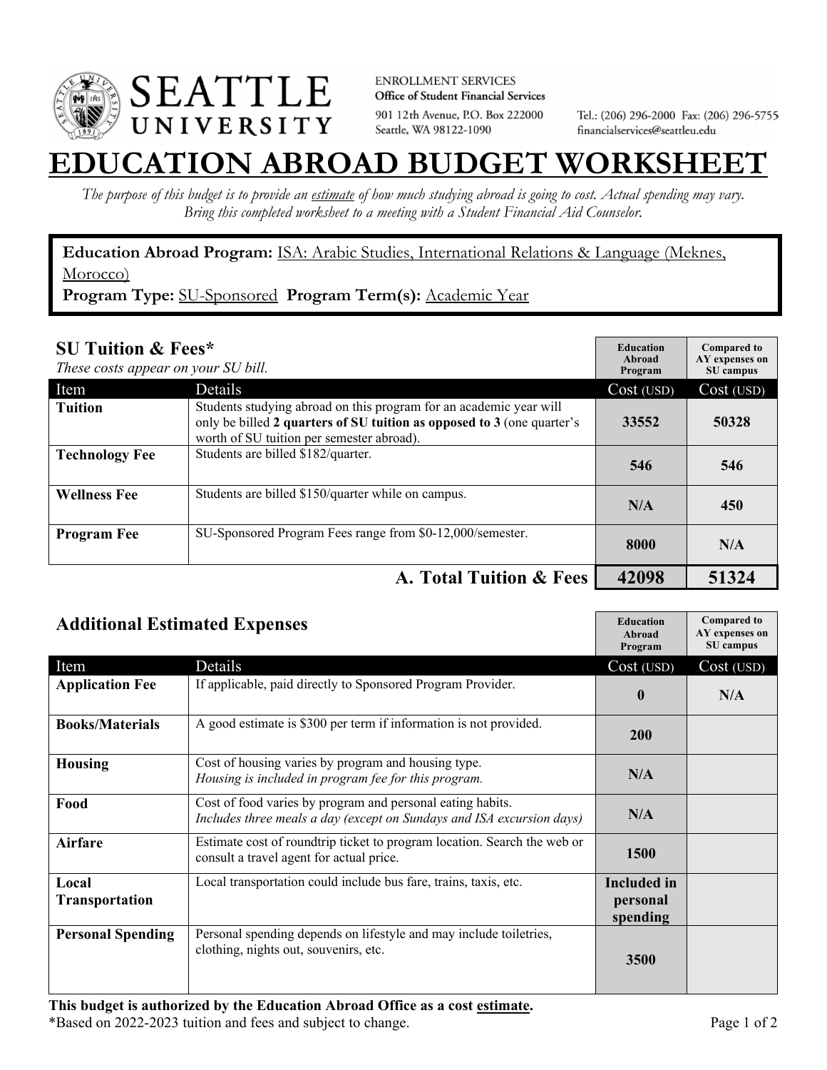**SEATTLE UNIVERSITY**

ENROLLMENT SERVICES
**Office of Student Financial Services**
901 12th Avenue, P.O. Box 222000
Seattle, WA 98122-1090

Tel.: (206) 296-2000 Fax: (206) 296-5755
financialservices@seattleu.edu

# EDUCATION ABROAD BUDGET WORKSHEET

*The purpose of this budget is to provide an estimate of how much studying abroad is going to cost. Actual spending may vary. Bring this completed worksheet to a meeting with a Student Financial Aid Counselor.*

**Education Abroad Program:** ISA: Arabic Studies, International Relations & Language (Meknes, Morocco)
**Program Type:** SU-Sponsored **Program Term(s):** Academic Year

## SU Tuition & Fees*

*These costs appear on your SU bill.*

| Item | Details | Education Abroad Program Cost (USD) | Compared to AY expenses on SU campus Cost (USD) |
|---|---|---|---|
| **Tuition** | Students studying abroad on this program for an academic year will only be billed **2 quarters of SU tuition as opposed to 3** (one quarter's worth of SU tuition per semester abroad). | **33552** | **50328** |
| **Technology Fee** | Students are billed $182/quarter. | **546** | **546** |
| **Wellness Fee** | Students are billed $150/quarter while on campus. | **N/A** | **450** |
| **Program Fee** | SU-Sponsored Program Fees range from $0-12,000/semester. | **8000** | **N/A** |
| | **A. Total Tuition & Fees** | **42098** | **51324** |

## Additional Estimated Expenses

| Item | Details | Education Abroad Program Cost (USD) | Compared to AY expenses on SU campus Cost (USD) |
|---|---|---|---|
| **Application Fee** | If applicable, paid directly to Sponsored Program Provider. | **0** | **N/A** |
| **Books/Materials** | A good estimate is $300 per term if information is not provided. | **200** | |
| **Housing** | Cost of housing varies by program and housing type. *Housing is included in program fee for this program.* | **N/A** | |
| **Food** | Cost of food varies by program and personal eating habits. *Includes three meals a day (except on Sundays and ISA excursion days)* | **N/A** | |
| **Airfare** | Estimate cost of roundtrip ticket to program location. Search the web or consult a travel agent for actual price. | **1500** | |
| **Local Transportation** | Local transportation could include bus fare, trains, taxis, etc. | **Included in personal spending** | |
| **Personal Spending** | Personal spending depends on lifestyle and may include toiletries, clothing, nights out, souvenirs, etc. | **3500** | |

**This budget is authorized by the Education Abroad Office as a cost estimate.**
*Based on 2022-2023 tuition and fees and subject to change.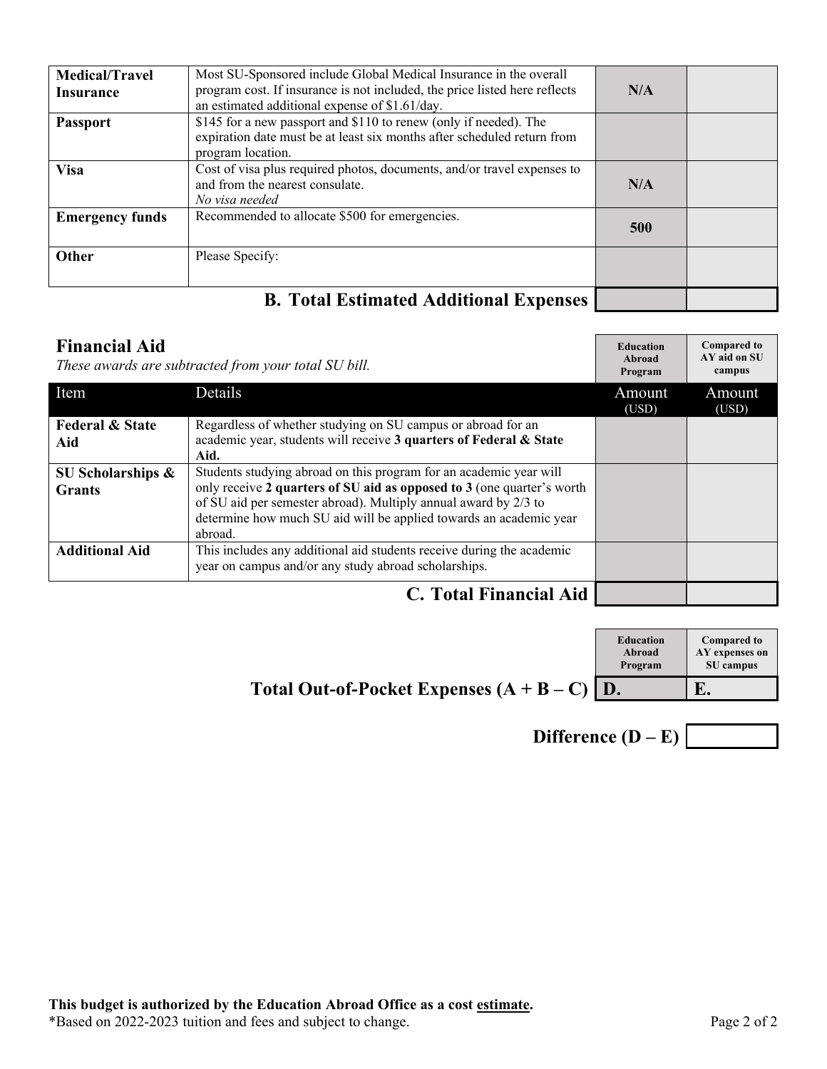| | | | |
|---|---|---|---|
| **Medical/Travel Insurance** | Most SU-Sponsored include Global Medical Insurance in the overall program cost. If insurance is not included, the price listed here reflects an estimated additional expense of $1.61/day. | **N/A** | |
| **Passport** | $145 for a new passport and $110 to renew (only if needed). The expiration date must be at least six months after scheduled return from program location. | | |
| **Visa** | Cost of visa plus required photos, documents, and/or travel expenses to and from the nearest consulate. *No visa needed* | **N/A** | |
| **Emergency funds** | Recommended to allocate $500 for emergencies. | **500** | |
| **Other** | Please Specify: | | |
| | **B. Total Estimated Additional Expenses** | | |

## Financial Aid

*These awards are subtracted from your total SU bill.*

| | | **Education Abroad Program** | **Compared to AY aid on SU campus** |
|---|---|---|---|
| Item | Details | Amount (USD) | Amount (USD) |
| **Federal & State Aid** | Regardless of whether studying on SU campus or abroad for an academic year, students will receive **3 quarters of Federal & State Aid.** | | |
| **SU Scholarships & Grants** | Students studying abroad on this program for an academic year will only receive **2 quarters of SU aid as opposed to 3** (one quarter's worth of SU aid per semester abroad). Multiply annual award by 2/3 to determine how much SU aid will be applied towards an academic year abroad. | | |
| **Additional Aid** | This includes any additional aid students receive during the academic year on campus and/or any study abroad scholarships. | | |
| | **C. Total Financial Aid** | | |

| | **Education Abroad Program** | **Compared to AY expenses on SU campus** |
|---|---|---|
| **Total Out-of-Pocket Expenses (A + B – C)** | **D.** | **E.** |

**Difference (D – E)**

**This budget is authorized by the Education Abroad Office as a cost estimate.**

*Based on 2022-2023 tuition and fees and subject to change.